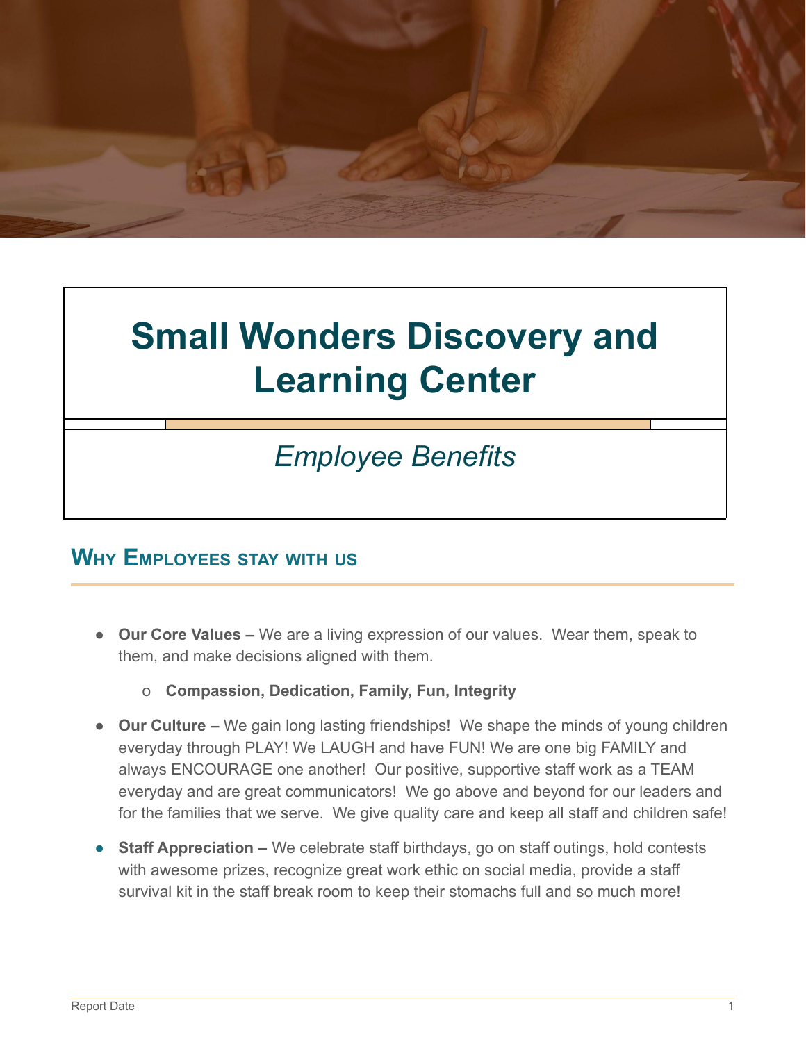# Small Wonders Discovery and Learning Center

*Employee Benefits*

## Why Employees stay with us

- **Our Core Values –** We are a living expression of our values. Wear them, speak to them, and make decisions aligned with them.
  - **Compassion, Dedication, Family, Fun, Integrity**
- **Our Culture –** We gain long lasting friendships! We shape the minds of young children everyday through PLAY! We LAUGH and have FUN! We are one big FAMILY and always ENCOURAGE one another! Our positive, supportive staff work as a TEAM everyday and are great communicators! We go above and beyond for our leaders and for the families that we serve. We give quality care and keep all staff and children safe!
- **Staff Appreciation –** We celebrate staff birthdays, go on staff outings, hold contests with awesome prizes, recognize great work ethic on social media, provide a staff survival kit in the staff break room to keep their stomachs full and so much more!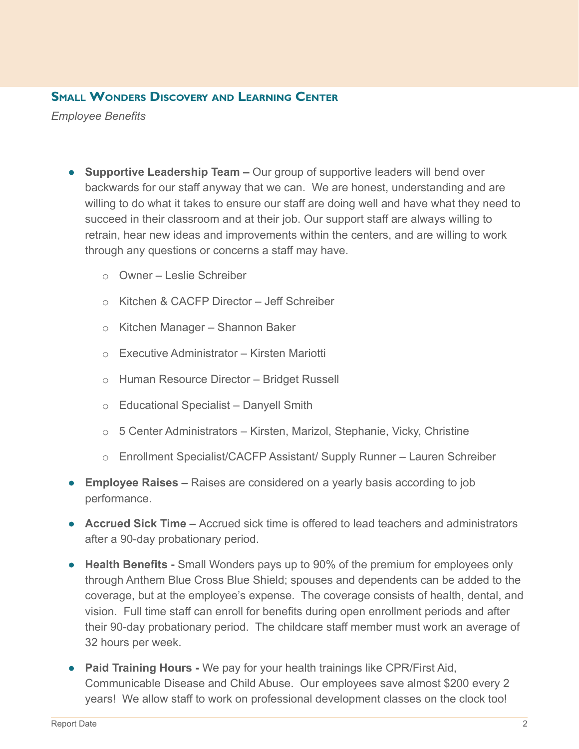## Small Wonders Discovery and Learning Center

*Employee Benefits*

- **Supportive Leadership Team –** Our group of supportive leaders will bend over backwards for our staff anyway that we can. We are honest, understanding and are willing to do what it takes to ensure our staff are doing well and have what they need to succeed in their classroom and at their job. Our support staff are always willing to retrain, hear new ideas and improvements within the centers, and are willing to work through any questions or concerns a staff may have.
  - Owner – Leslie Schreiber
  - Kitchen & CACFP Director – Jeff Schreiber
  - Kitchen Manager – Shannon Baker
  - Executive Administrator – Kirsten Mariotti
  - Human Resource Director – Bridget Russell
  - Educational Specialist – Danyell Smith
  - 5 Center Administrators – Kirsten, Marizol, Stephanie, Vicky, Christine
  - Enrollment Specialist/CACFP Assistant/ Supply Runner – Lauren Schreiber
- **Employee Raises –** Raises are considered on a yearly basis according to job performance.
- **Accrued Sick Time –** Accrued sick time is offered to lead teachers and administrators after a 90-day probationary period.
- **Health Benefits -** Small Wonders pays up to 90% of the premium for employees only through Anthem Blue Cross Blue Shield; spouses and dependents can be added to the coverage, but at the employee's expense. The coverage consists of health, dental, and vision. Full time staff can enroll for benefits during open enrollment periods and after their 90-day probationary period. The childcare staff member must work an average of 32 hours per week.
- **Paid Training Hours -** We pay for your health trainings like CPR/First Aid, Communicable Disease and Child Abuse. Our employees save almost $200 every 2 years! We allow staff to work on professional development classes on the clock too!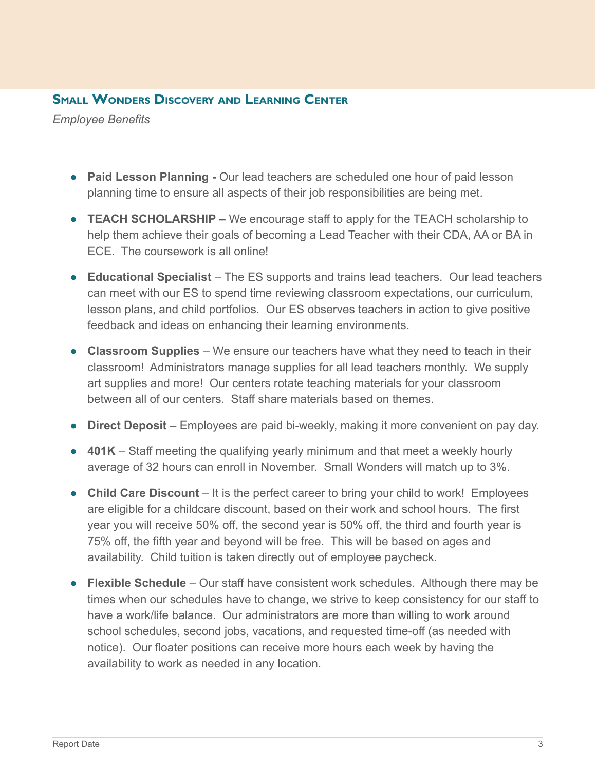## Small Wonders Discovery and Learning Center

*Employee Benefits*

- **Paid Lesson Planning -** Our lead teachers are scheduled one hour of paid lesson planning time to ensure all aspects of their job responsibilities are being met.
- **TEACH SCHOLARSHIP –** We encourage staff to apply for the TEACH scholarship to help them achieve their goals of becoming a Lead Teacher with their CDA, AA or BA in ECE. The coursework is all online!
- **Educational Specialist** – The ES supports and trains lead teachers. Our lead teachers can meet with our ES to spend time reviewing classroom expectations, our curriculum, lesson plans, and child portfolios. Our ES observes teachers in action to give positive feedback and ideas on enhancing their learning environments.
- **Classroom Supplies** – We ensure our teachers have what they need to teach in their classroom! Administrators manage supplies for all lead teachers monthly. We supply art supplies and more! Our centers rotate teaching materials for your classroom between all of our centers. Staff share materials based on themes.
- **Direct Deposit** – Employees are paid bi-weekly, making it more convenient on pay day.
- **401K** – Staff meeting the qualifying yearly minimum and that meet a weekly hourly average of 32 hours can enroll in November. Small Wonders will match up to 3%.
- **Child Care Discount** – It is the perfect career to bring your child to work! Employees are eligible for a childcare discount, based on their work and school hours. The first year you will receive 50% off, the second year is 50% off, the third and fourth year is 75% off, the fifth year and beyond will be free. This will be based on ages and availability. Child tuition is taken directly out of employee paycheck.
- **Flexible Schedule** – Our staff have consistent work schedules. Although there may be times when our schedules have to change, we strive to keep consistency for our staff to have a work/life balance. Our administrators are more than willing to work around school schedules, second jobs, vacations, and requested time-off (as needed with notice). Our floater positions can receive more hours each week by having the availability to work as needed in any location.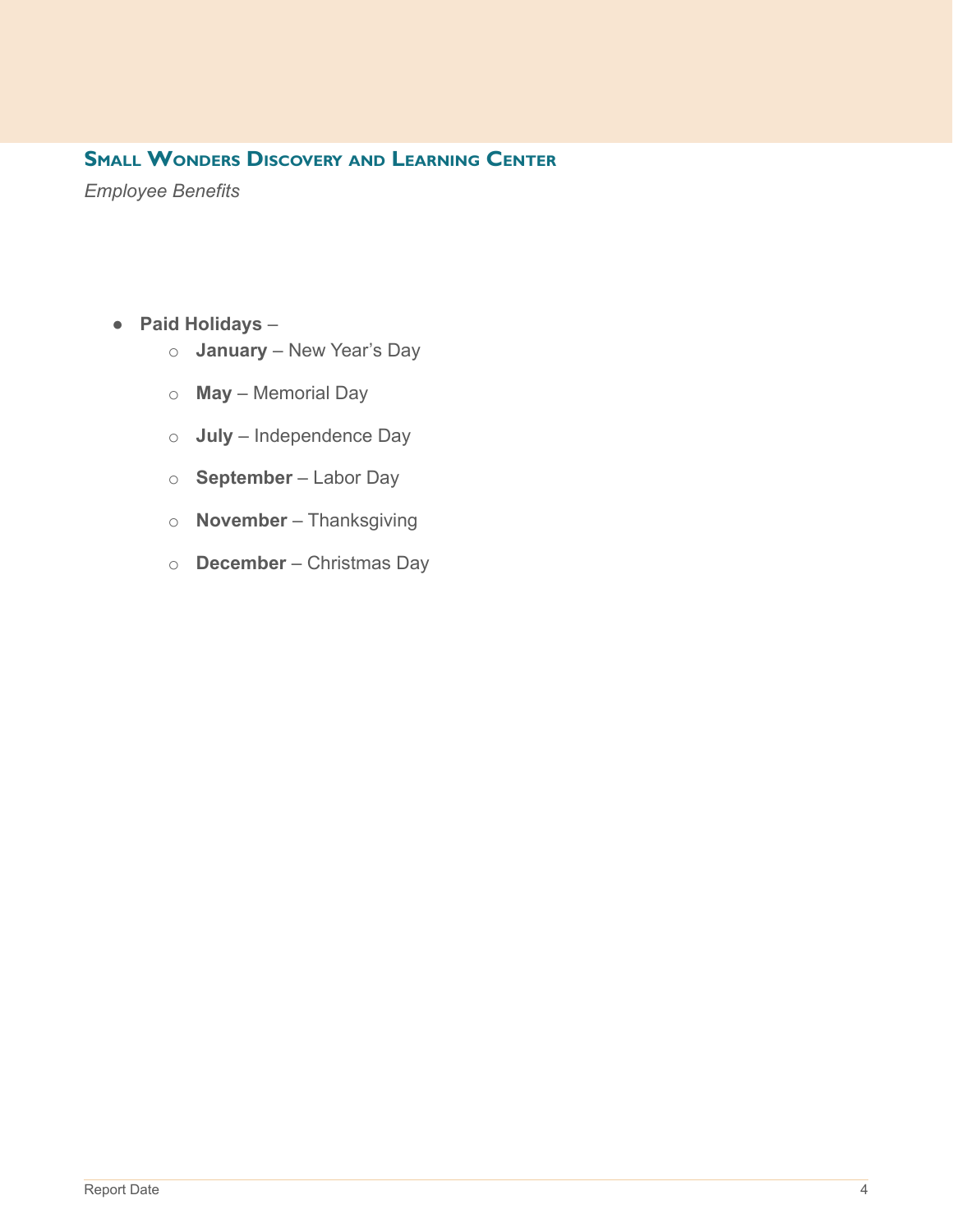- **Paid Holidays** –
    - **January** – New Year's Day
    - **May** – Memorial Day
    - **July** – Independence Day
    - **September** – Labor Day
    - **November** – Thanksgiving
    - **December** – Christmas Day